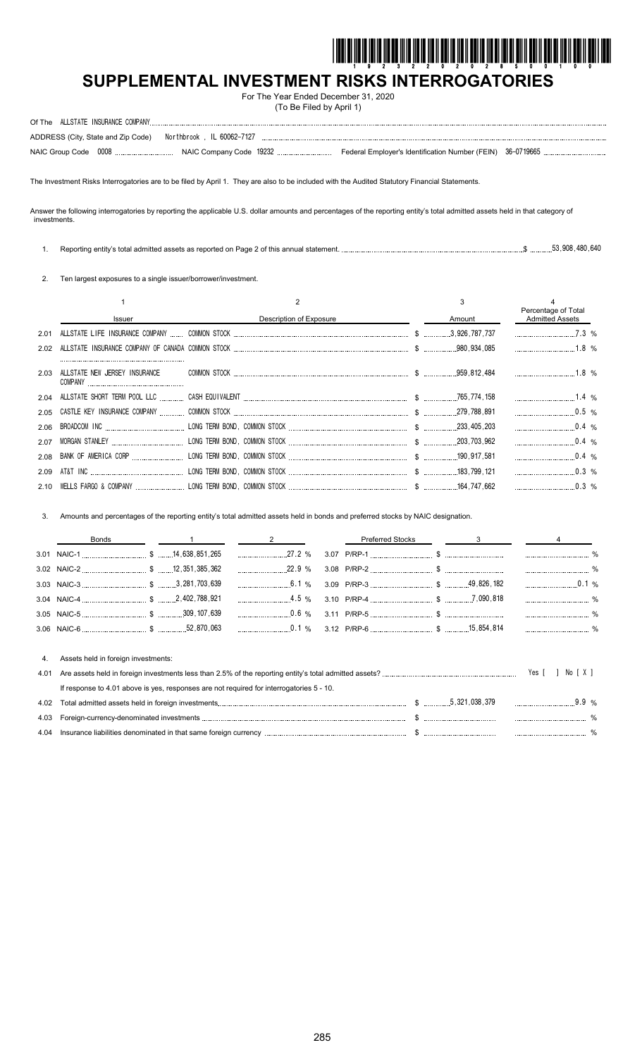# SUPPLEMENTAL INVESTMENT RISKS INTERROGATORIES

For The Year Ended December 31, 2020
(To Be Filed by April 1)

Of The ALLSTATE INSURANCE COMPANY

ADDRESS (City, State and Zip Code) Northbrook , IL 60062-7127

NAIC Group Code 0008 NAIC Company Code 19232 Federal Employer's Identification Number (FEIN) 36-0719665

The Investment Risks Interrogatories are to be filed by April 1. They are also to be included with the Audited Statutory Financial Statements.

Answer the following interrogatories by reporting the applicable U.S. dollar amounts and percentages of the reporting entity's total admitted assets held in that category of investments.

1. Reporting entity's total admitted assets as reported on Page 2 of this annual statement. $ 53,908,480,640

2. Ten largest exposures to a single issuer/borrower/investment.

| | 1 | 2 | 3 | 4 |
|---|---|---|---|---|
| | Issuer | Description of Exposure | Amount | Percentage of Total Admitted Assets |
| 2.01 | ALLSTATE LIFE INSURANCE COMPANY | COMMON STOCK | $ 3,926,787,737 | 7.3 % |
| 2.02 | ALLSTATE INSURANCE COMPANY OF CANADA | COMMON STOCK | $ 980,934,085 | 1.8 % |
| 2.03 | ALLSTATE NEW JERSEY INSURANCE COMPANY | COMMON STOCK | $ 959,812,484 | 1.8 % |
| 2.04 | ALLSTATE SHORT TERM POOL LLC | CASH EQUIVALENT | $ 765,774,158 | 1.4 % |
| 2.05 | CASTLE KEY INSURANCE COMPANY | COMMON STOCK | $ 279,788,891 | 0.5 % |
| 2.06 | BROADCOM INC | LONG TERM BOND, COMMON STOCK | $ 233,405,203 | 0.4 % |
| 2.07 | MORGAN STANLEY | LONG TERM BOND, COMMON STOCK | $ 203,703,962 | 0.4 % |
| 2.08 | BANK OF AMERICA CORP | LONG TERM BOND, COMMON STOCK | $ 190,917,581 | 0.4 % |
| 2.09 | AT&T INC | LONG TERM BOND, COMMON STOCK | $ 183,799,121 | 0.3 % |
| 2.10 | WELLS FARGO & COMPANY | LONG TERM BOND, COMMON STOCK | $ 164,747,662 | 0.3 % |

3. Amounts and percentages of the reporting entity's total admitted assets held in bonds and preferred stocks by NAIC designation.

| Bonds | 1 | 2 | Preferred Stocks | 3 | 4 |
|---|---|---|---|---|---|
| 3.01 NAIC-1 | $ 14,638,851,265 | 27.2 % | 3.07 P/RP-1 | $ | % |
| 3.02 NAIC-2 | $ 12,351,385,362 | 22.9 % | 3.08 P/RP-2 | $ | % |
| 3.03 NAIC-3 | $ 3,281,703,639 | 6.1 % | 3.09 P/RP-3 | $ 49,826,182 | 0.1 % |
| 3.04 NAIC-4 | $ 2,402,788,921 | 4.5 % | 3.10 P/RP-4 | $ 7,090,818 | % |
| 3.05 NAIC-5 | $ 309,107,639 | 0.6 % | 3.11 P/RP-5 | $ | % |
| 3.06 NAIC-6 | $ 52,870,063 | 0.1 % | 3.12 P/RP-6 | $ 15,854,814 | % |

4. Assets held in foreign investments:

4.01 Are assets held in foreign investments less than 2.5% of the reporting entity's total admitted assets? Yes [ ] No [ X ]

If response to 4.01 above is yes, responses are not required for interrogatories 5 - 10.

| | | | |
|---|---|---|---|
| 4.02 | Total admitted assets held in foreign investments | $ 5,321,038,379 | 9.9 % |
| 4.03 | Foreign-currency-denominated investments | $ | % |
| 4.04 | Insurance liabilities denominated in that same foreign currency | $ | % |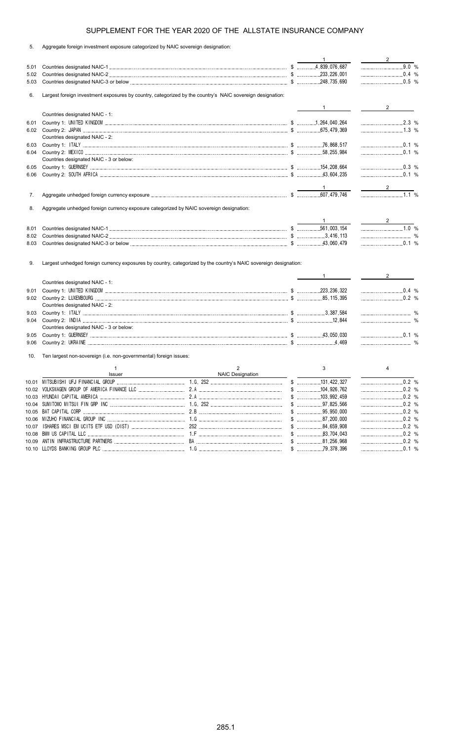# SUPPLEMENT FOR THE YEAR 2020 OF THE ALLSTATE INSURANCE COMPANY

5. Aggregate foreign investment exposure categorized by NAIC sovereign designation:

| | | 1 | 2 |
|---|---|---|---|
| 5.01 | Countries designated NAIC-1 | $ 4,839,076,687 | 9.0 % |
| 5.02 | Countries designated NAIC-2 | $ 233,226,001 | 0.4 % |
| 5.03 | Countries designated NAIC-3 or below | $ 248,735,690 | 0.5 % |

6. Largest foreign investment exposures by country, categorized by the country's NAIC sovereign designation:

| | | 1 | 2 |
|---|---|---|---|
| | Countries designated NAIC - 1: | | |
| 6.01 | Country 1: UNITED KINGDOM | $ 1,264,040,264 | 2.3 % |
| 6.02 | Country 2: JAPAN | $ 675,479,369 | 1.3 % |
| | Countries designated NAIC - 2: | | |
| 6.03 | Country 1: ITALY | $ 76,868,517 | 0.1 % |
| 6.04 | Country 2: MEXICO | $ 58,255,984 | 0.1 % |
| | Countries designated NAIC - 3 or below: | | |
| 6.05 | Country 1: GUERNSEY | $ 154,208,664 | 0.3 % |
| 6.06 | Country 2: SOUTH AFRICA | $ 43,604,235 | 0.1 % |

| | | 1 | 2 |
|---|---|---|---|
| 7. | Aggregate unhedged foreign currency exposure | $ 607,479,746 | 1.1 % |

8. Aggregate unhedged foreign currency exposure categorized by NAIC sovereign designation:

| | | 1 | 2 |
|---|---|---|---|
| 8.01 | Countries designated NAIC-1 | $ 561,003,154 | 1.0 % |
| 8.02 | Countries designated NAIC-2 | $ 3,416,113 | % |
| 8.03 | Countries designated NAIC-3 or below | $ 43,060,479 | 0.1 % |

9. Largest unhedged foreign currency exposures by country, categorized by the country's NAIC sovereign designation:

| | | 1 | 2 |
|---|---|---|---|
| | Countries designated NAIC - 1: | | |
| 9.01 | Country 1: UNITED KINGDOM | $ 223,236,322 | 0.4 % |
| 9.02 | Country 2: LUXEMBOURG | $ 85,115,395 | 0.2 % |
| | Countries designated NAIC - 2: | | |
| 9.03 | Country 1: ITALY | $ 3,387,584 | % |
| 9.04 | Country 2: INDIA | $ 12,844 | % |
| | Countries designated NAIC - 3 or below: | | |
| 9.05 | Country 1: GUERNSEY | $ 43,050,030 | 0.1 % |
| 9.06 | Country 2: UKRAINE | $ 4,469 | % |

10. Ten largest non-sovereign (i.e. non-governmental) foreign issues:

| | 1<br>Issuer | 2<br>NAIC Designation | 3 | 4 |
|---|---|---|---|---|
| 10.01 | MITSUBISHI UFJ FINANCIAL GROUP | 1.G, 2S2 | $ 131,422,327 | 0.2 % |
| 10.02 | VOLKSWAGEN GROUP OF AMERICA FINANCE LLC | 2.A | $ 104,926,762 | 0.2 % |
| 10.03 | HYUNDAI CAPITAL AMERICA | 2.A | $ 103,992,459 | 0.2 % |
| 10.04 | SUMITOMO MITSUI FIN GRP INC | 1.G, 2S2 | $ 97,825,566 | 0.2 % |
| 10.05 | BAT CAPITAL CORP | 2.B | $ 95,950,000 | 0.2 % |
| 10.06 | MIZUHO FINANCIAL GROUP INC | 1.G | $ 87,200,000 | 0.2 % |
| 10.07 | ISHARES MSCI EM UCITS ETF USD (DIST) | 2S2 | $ 84,659,908 | 0.2 % |
| 10.08 | BMW US CAPITAL LLC | 1.F | $ 83,704,043 | 0.2 % |
| 10.09 | ANTIN INFRASTRUCTURE PARTNERS | BA | $ 81,256,968 | 0.2 % |
| 10.10 | LLOYDS BANKING GROUP PLC | 1.G | $ 79,378,396 | 0.1 % |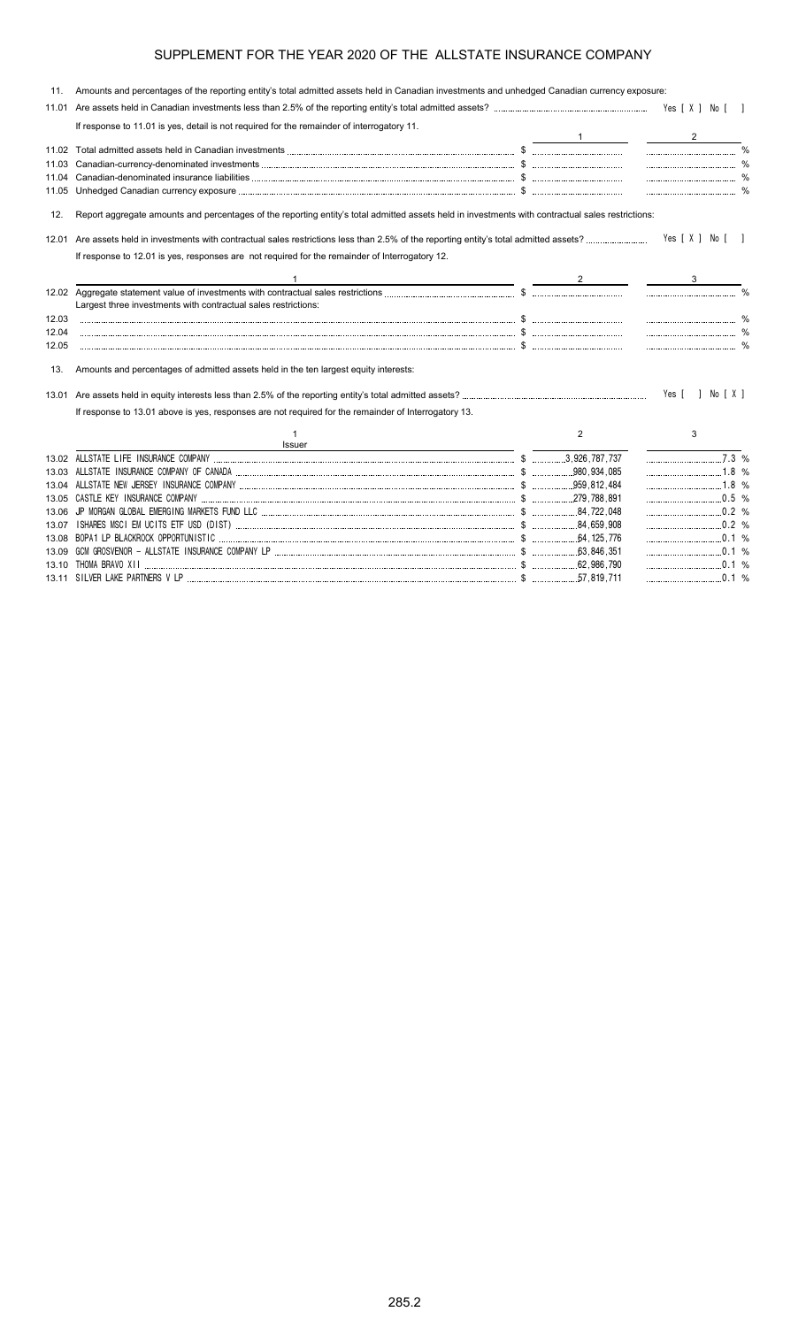# SUPPLEMENT FOR THE YEAR 2020 OF THE ALLSTATE INSURANCE COMPANY

11. Amounts and percentages of the reporting entity's total admitted assets held in Canadian investments and unhedged Canadian currency exposure:

11.01 Are assets held in Canadian investments less than 2.5% of the reporting entity's total admitted assets? Yes [ X ] No [ ]

If response to 11.01 is yes, detail is not required for the remainder of interrogatory 11.

| | | 1 | 2 |
|---|---|---|---|
| 11.02 | Total admitted assets held in Canadian investments | $ | % |
| 11.03 | Canadian-currency-denominated investments | $ | % |
| 11.04 | Canadian-denominated insurance liabilities | $ | % |
| 11.05 | Unhedged Canadian currency exposure | $ | % |

12. Report aggregate amounts and percentages of the reporting entity's total admitted assets held in investments with contractual sales restrictions:

12.01 Are assets held in investments with contractual sales restrictions less than 2.5% of the reporting entity's total admitted assets? Yes [ X ] No [ ]

If response to 12.01 is yes, responses are not required for the remainder of Interrogatory 12.

| | 1 | 2 | 3 |
|---|---|---|---|
| 12.02 | Aggregate statement value of investments with contractual sales restrictions | $ | % |
| | Largest three investments with contractual sales restrictions: | | |
| 12.03 | | $ | % |
| 12.04 | | $ | % |
| 12.05 | | $ | % |

13. Amounts and percentages of admitted assets held in the ten largest equity interests:

13.01 Are assets held in equity interests less than 2.5% of the reporting entity's total admitted assets? Yes [ ] No [ X ]

If response to 13.01 above is yes, responses are not required for the remainder of Interrogatory 13.

| | 1<br>Issuer | 2 | 3 |
|---|---|---|---|
| 13.02 | ALLSTATE LIFE INSURANCE COMPANY | $ 3,926,787,737 | 7.3 % |
| 13.03 | ALLSTATE INSURANCE COMPANY OF CANADA | $ 980,934,085 | 1.8 % |
| 13.04 | ALLSTATE NEW JERSEY INSURANCE COMPANY | $ 959,812,484 | 1.8 % |
| 13.05 | CASTLE KEY INSURANCE COMPANY | $ 279,788,891 | 0.5 % |
| 13.06 | JP MORGAN GLOBAL EMERGING MARKETS FUND LLC | $ 84,722,048 | 0.2 % |
| 13.07 | ISHARES MSCI EM UCITS ETF USD (DIST) | $ 84,659,908 | 0.2 % |
| 13.08 | BOPA1 LP BLACKROCK OPPORTUNISTIC | $ 64,125,776 | 0.1 % |
| 13.09 | GCM GROSVENOR - ALLSTATE INSURANCE COMPANY LP | $ 63,846,351 | 0.1 % |
| 13.10 | THOMA BRAVO XII | $ 62,986,790 | 0.1 % |
| 13.11 | SILVER LAKE PARTNERS V LP | $ 57,819,711 | 0.1 % |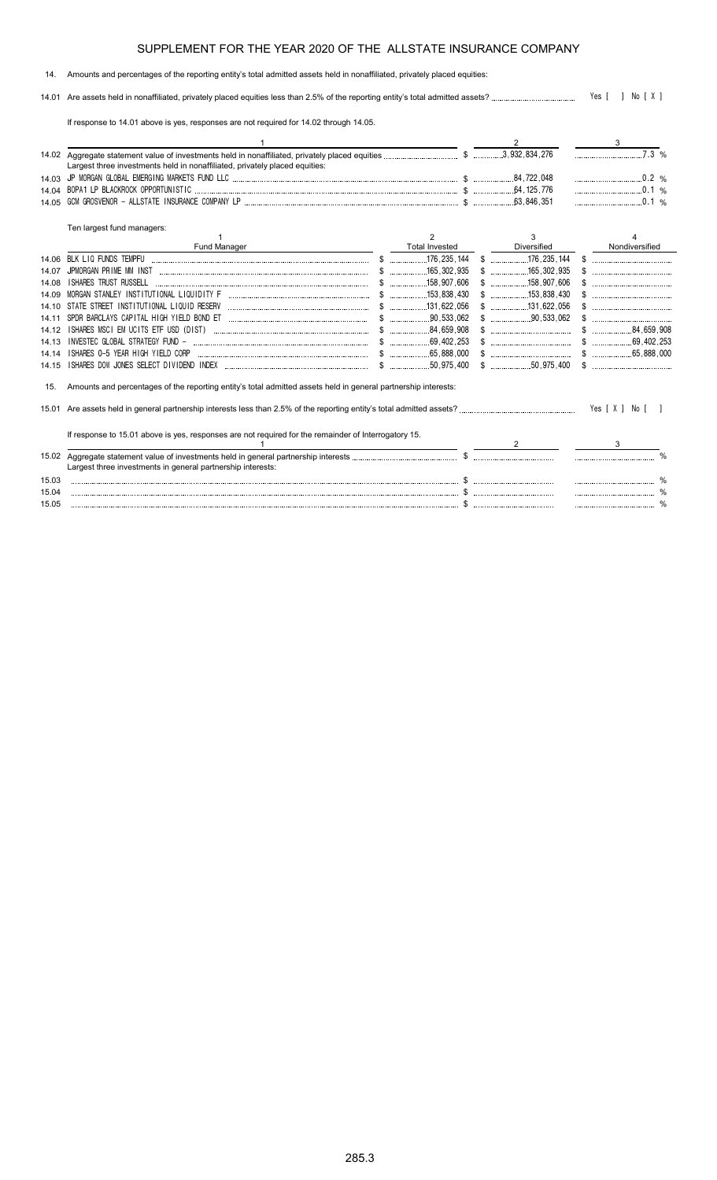# SUPPLEMENT FOR THE YEAR 2020 OF THE ALLSTATE INSURANCE COMPANY

14. Amounts and percentages of the reporting entity's total admitted assets held in nonaffiliated, privately placed equities:

14.01 Are assets held in nonaffiliated, privately placed equities less than 2.5% of the reporting entity's total admitted assets? Yes [ ] No [ X ]

If response to 14.01 above is yes, responses are not required for 14.02 through 14.05.

| | 1 | 2 | 3 |
|---|---|---|---|
| 14.02 | Aggregate statement value of investments held in nonaffiliated, privately placed equities | $ 3,932,834,276 | 7.3 % |
| | Largest three investments held in nonaffiliated, privately placed equities: | | |
| 14.03 | JP MORGAN GLOBAL EMERGING MARKETS FUND LLC | $ 84,722,048 | 0.2 % |
| 14.04 | BOPA1 LP BLACKROCK OPPORTUNISTIC | $ 64,125,776 | 0.1 % |
| 14.05 | GCM GROSVENOR - ALLSTATE INSURANCE COMPANY LP | $ 63,846,351 | 0.1 % |

Ten largest fund managers:

| | 1<br>Fund Manager | 2<br>Total Invested | 3<br>Diversified | 4<br>Nondiversified |
|---|---|---|---|---|
| 14.06 | BLK LIQ FUNDS TEMPFU | $ 176,235,144 | $ 176,235,144 | $ |
| 14.07 | JPMORGAN PRIME MM INST | $ 165,302,935 | $ 165,302,935 | $ |
| 14.08 | ISHARES TRUST RUSSELL | $ 158,907,606 | $ 158,907,606 | $ |
| 14.09 | MORGAN STANLEY INSTITUTIONAL LIQUIDITY F | $ 153,838,430 | $ 153,838,430 | $ |
| 14.10 | STATE STREET INSTITUTIONAL LIQUID RESERV | $ 131,622,056 | $ 131,622,056 | $ |
| 14.11 | SPDR BARCLAYS CAPITAL HIGH YIELD BOND ET | $ 90,533,062 | $ 90,533,062 | $ |
| 14.12 | ISHARES MSCI EM UCITS ETF USD (DIST) | $ 84,659,908 | $ | $ 84,659,908 |
| 14.13 | INVESTEC GLOBAL STRATEGY FUND - | $ 69,402,253 | $ | $ 69,402,253 |
| 14.14 | ISHARES 0-5 YEAR HIGH YIELD CORP | $ 65,888,000 | $ | $ 65,888,000 |
| 14.15 | ISHARES DOW JONES SELECT DIVIDEND INDEX | $ 50,975,400 | $ 50,975,400 | $ |

15. Amounts and percentages of the reporting entity's total admitted assets held in general partnership interests:

15.01 Are assets held in general partnership interests less than 2.5% of the reporting entity's total admitted assets? Yes [ X ] No [ ]

If response to 15.01 above is yes, responses are not required for the remainder of Interrogatory 15.

| | 1 | 2 | 3 |
|---|---|---|---|
| 15.02 | Aggregate statement value of investments held in general partnership interests | $ | % |
| | Largest three investments in general partnership interests: | | |
| 15.03 | | $ | % |
| 15.04 | | $ | % |
| 15.05 | | $ | % |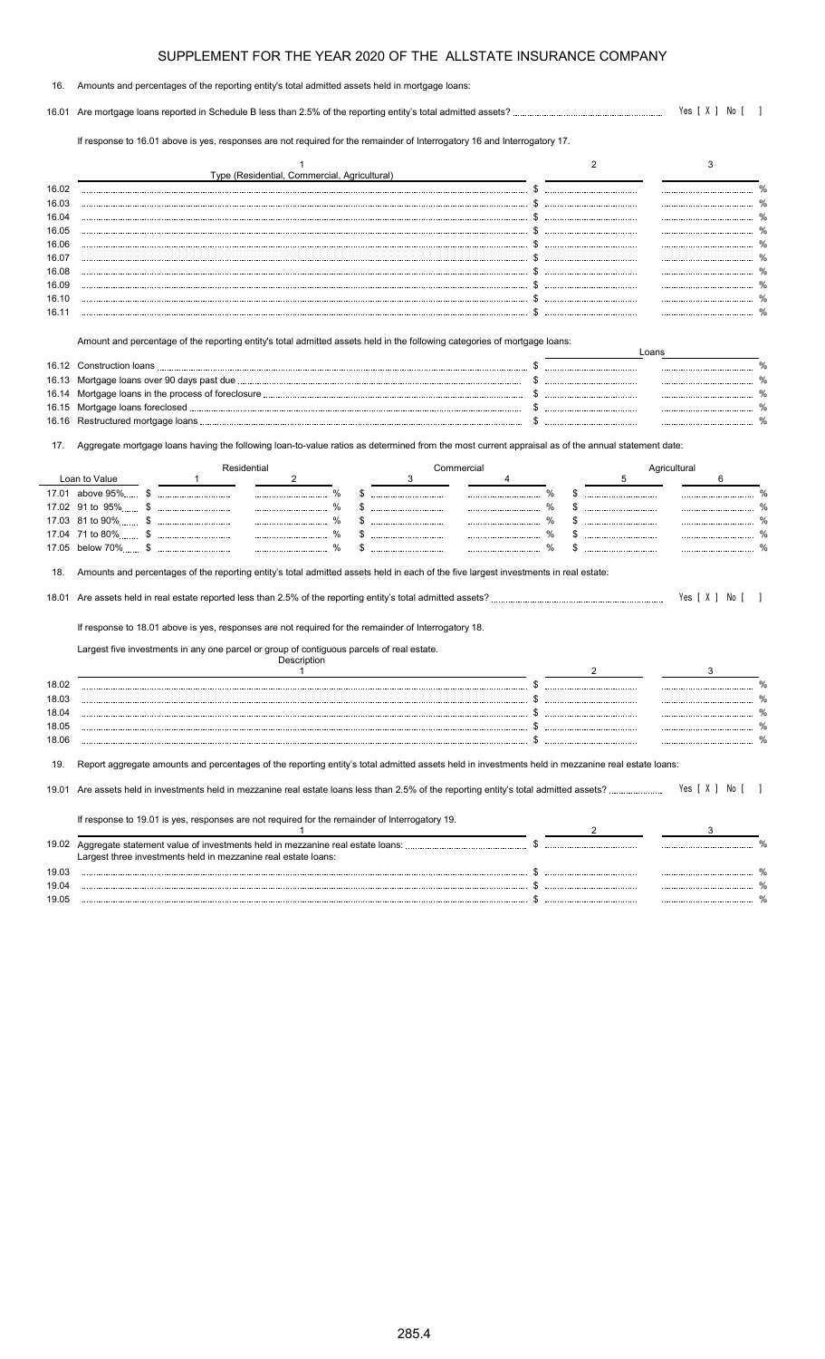# SUPPLEMENT FOR THE YEAR 2020 OF THE ALLSTATE INSURANCE COMPANY

16. Amounts and percentages of the reporting entity's total admitted assets held in mortgage loans:

16.01 Are mortgage loans reported in Schedule B less than 2.5% of the reporting entity's total admitted assets? Yes [ X ] No [ ]

If response to 16.01 above is yes, responses are not required for the remainder of Interrogatory 16 and Interrogatory 17.

| | 1<br>Type (Residential, Commercial, Agricultural) | 2 | 3 |
|---|---|---|---|
| 16.02 | | $ | % |
| 16.03 | | $ | % |
| 16.04 | | $ | % |
| 16.05 | | $ | % |
| 16.06 | | $ | % |
| 16.07 | | $ | % |
| 16.08 | | $ | % |
| 16.09 | | $ | % |
| 16.10 | | $ | % |
| 16.11 | | $ | % |

Amount and percentage of the reporting entity's total admitted assets held in the following categories of mortgage loans:

| | | Loans | |
|---|---|---|---|
| 16.12 | Construction loans | $ | % |
| 16.13 | Mortgage loans over 90 days past due | $ | % |
| 16.14 | Mortgage loans in the process of foreclosure | $ | % |
| 16.15 | Mortgage loans foreclosed | $ | % |
| 16.16 | Restructured mortgage loans | $ | % |

17. Aggregate mortgage loans having the following loan-to-value ratios as determined from the most current appraisal as of the annual statement date:

| Loan to Value | Residential | | Commercial | | Agricultural | |
|---|---|---|---|---|---|---|
| | 1 | 2 | 3 | 4 | 5 | 6 |
| 17.01 above 95% | $ | % | $ | % | $ | % |
| 17.02 91 to 95% | $ | % | $ | % | $ | % |
| 17.03 81 to 90% | $ | % | $ | % | $ | % |
| 17.04 71 to 80% | $ | % | $ | % | $ | % |
| 17.05 below 70% | $ | % | $ | % | $ | % |

18. Amounts and percentages of the reporting entity's total admitted assets held in each of the five largest investments in real estate:

18.01 Are assets held in real estate reported less than 2.5% of the reporting entity's total admitted assets? Yes [ X ] No [ ]

If response to 18.01 above is yes, responses are not required for the remainder of Interrogatory 18.

Largest five investments in any one parcel or group of contiguous parcels of real estate.

| | Description<br>1 | 2 | 3 |
|---|---|---|---|
| 18.02 | | $ | % |
| 18.03 | | $ | % |
| 18.04 | | $ | % |
| 18.05 | | $ | % |
| 18.06 | | $ | % |

19. Report aggregate amounts and percentages of the reporting entity's total admitted assets held in investments held in mezzanine real estate loans:

19.01 Are assets held in investments held in mezzanine real estate loans less than 2.5% of the reporting entity's total admitted assets? Yes [ X ] No [ ]

If response to 19.01 is yes, responses are not required for the remainder of Interrogatory 19.

| | 1 | 2 | 3 |
|---|---|---|---|
| 19.02 | Aggregate statement value of investments held in mezzanine real estate loans: | $ | % |
| | Largest three investments held in mezzanine real estate loans: | | |
| 19.03 | | $ | % |
| 19.04 | | $ | % |
| 19.05 | | $ | % |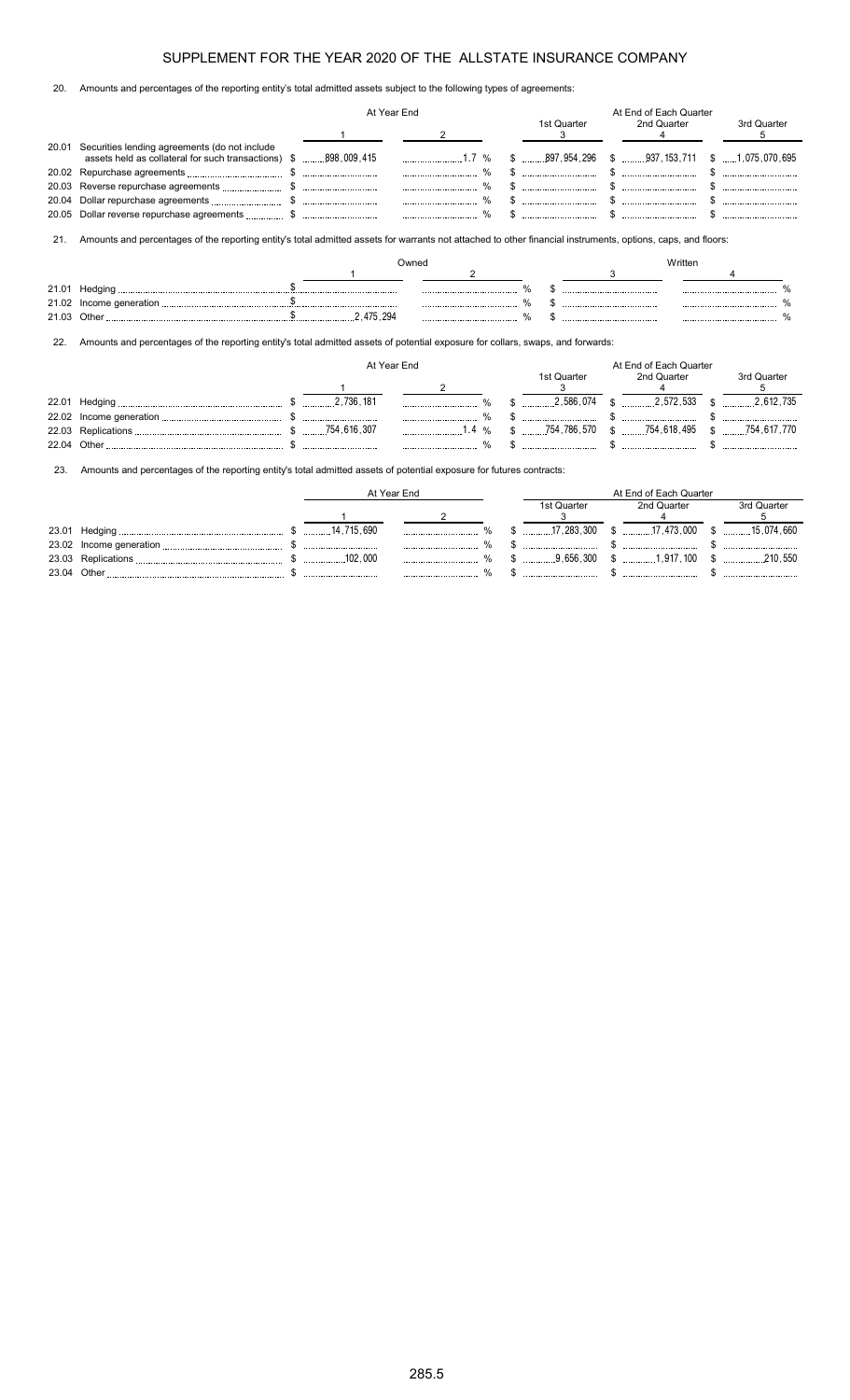# SUPPLEMENT FOR THE YEAR 2020 OF THE ALLSTATE INSURANCE COMPANY

20. Amounts and percentages of the reporting entity's total admitted assets subject to the following types of agreements:

| | At Year End | | At End of Each Quarter | | |
|---|---|---|---|---|---|
| | 1 | 2 | 1st Quarter 3 | 2nd Quarter 4 | 3rd Quarter 5 |
| 20.01 Securities lending agreements (do not include assets held as collateral for such transactions) | $ 898,009,415 | 1.7 % | $ 897,954,296 | $ 937,153,711 | $ 1,075,070,695 |
| 20.02 Repurchase agreements | $ | % | $ | $ | $ |
| 20.03 Reverse repurchase agreements | $ | % | $ | $ | $ |
| 20.04 Dollar repurchase agreements | $ | % | $ | $ | $ |
| 20.05 Dollar reverse repurchase agreements | $ | % | $ | $ | $ |

21. Amounts and percentages of the reporting entity's total admitted assets for warrants not attached to other financial instruments, options, caps, and floors:

| | Owned | | Written | |
|---|---|---|---|---|
| | 1 | 2 | 3 | 4 |
| 21.01 Hedging | $ | % | $ | % |
| 21.02 Income generation | $ | % | $ | % |
| 21.03 Other | $ 2,475,294 | % | $ | % |

22. Amounts and percentages of the reporting entity's total admitted assets of potential exposure for collars, swaps, and forwards:

| | At Year End | | At End of Each Quarter | | |
|---|---|---|---|---|---|
| | 1 | 2 | 1st Quarter 3 | 2nd Quarter 4 | 3rd Quarter 5 |
| 22.01 Hedging | $ 2,736,181 | % | $ 2,586,074 | $ 2,572,533 | $ 2,612,735 |
| 22.02 Income generation | $ | % | $ | $ | $ |
| 22.03 Replications | $ 754,616,307 | 1.4 % | $ 754,786,570 | $ 754,618,495 | $ 754,617,770 |
| 22.04 Other | $ | % | $ | $ | $ |

23. Amounts and percentages of the reporting entity's total admitted assets of potential exposure for futures contracts:

| | At Year End | | At End of Each Quarter | | |
|---|---|---|---|---|---|
| | 1 | 2 | 1st Quarter 3 | 2nd Quarter 4 | 3rd Quarter 5 |
| 23.01 Hedging | $ 14,715,690 | % | $ 17,283,300 | $ 17,473,000 | $ 15,074,660 |
| 23.02 Income generation | $ | % | $ | $ | $ |
| 23.03 Replications | $ 102,000 | % | $ 9,656,300 | $ 1,917,100 | $ 210,550 |
| 23.04 Other | $ | % | $ | $ | $ |